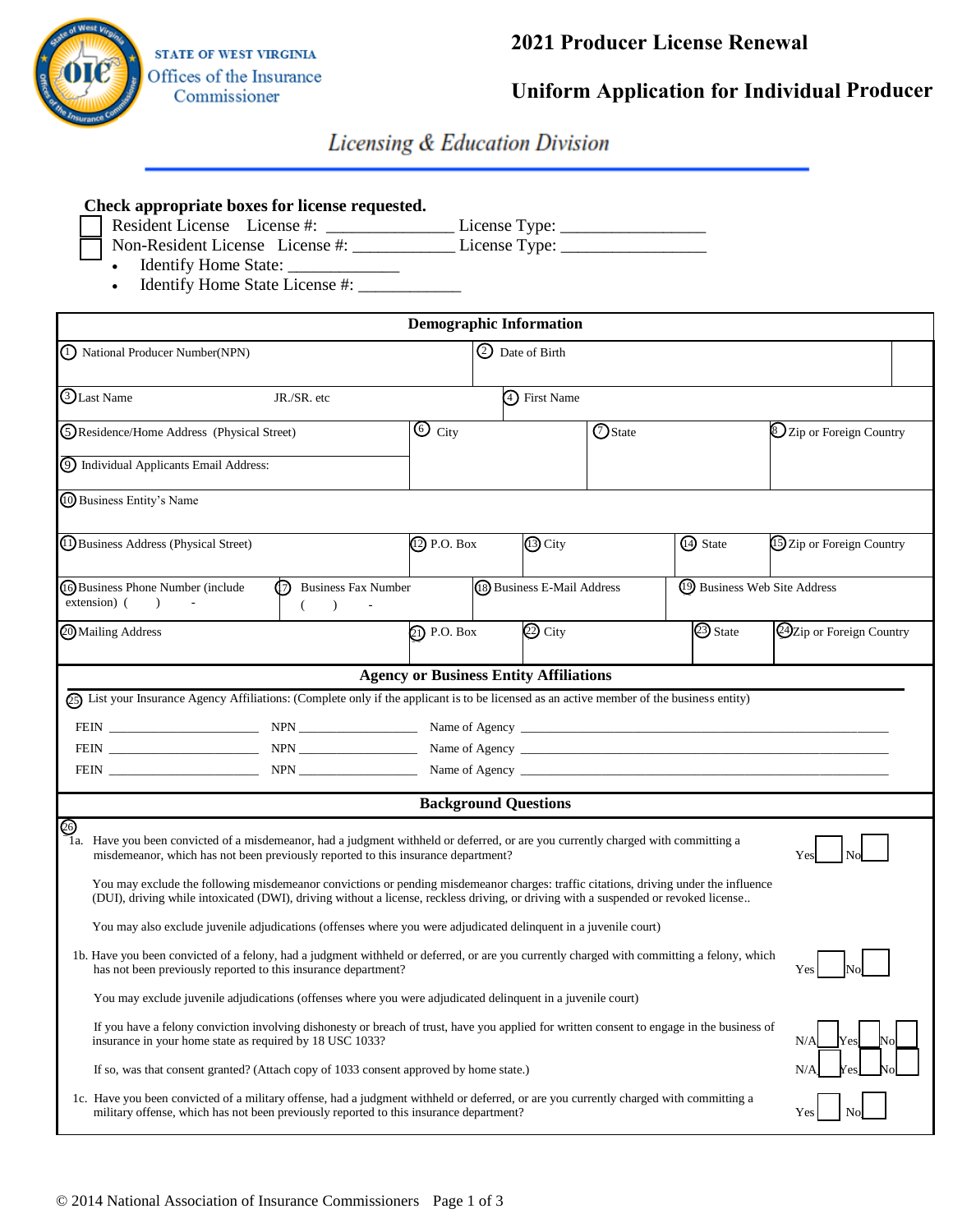STATE OF WEST VIRGINIA
Offices of the Insurance Commissioner

# 2021 Producer License Renewal

# Uniform Application for Individual Producer

## *Licensing & Education Division*

**Check appropriate boxes for license requested.**

☐ Resident License    License #: ______________ License Type: ________________

☐ Non-Resident License    License #: ___________ License Type: ________________

- Identify Home State: ____________
- Identify Home State License #: ___________

| Demographic Information | | | |
|---|---|---|---|
| ① National Producer Number(NPN) | | ② Date of Birth | |
| ③ Last Name    JR./SR. etc | | ④ First Name | |
| ⑤ Residence/Home Address (Physical Street) | ⑥ City | ⑦ State | ⑧ Zip or Foreign Country |
| ⑨ Individual Applicants Email Address: | | | |
| ⑩ Business Entity's Name | | | |

| ⑪ Business Address (Physical Street) | ⑫ P.O. Box | ⑬ City | ⑭ State | ⑮ Zip or Foreign Country |
|---|---|---|---|---|
| ⑯ Business Phone Number (include extension) (    )    - | ⑰ Business Fax Number (    )    - | ⑱ Business E-Mail Address | ⑲ Business Web Site Address | |
| ⑳ Mailing Address | ㉑ P.O. Box | ㉒ City | ㉓ State | ㉔ Zip or Foreign Country |

**Agency or Business Entity Affiliations**

㉕ List your Insurance Agency Affiliations: (Complete only if the applicant is to be licensed as an active member of the business entity)

FEIN ______________________ NPN _________________ Name of Agency ________________________________________________

FEIN ______________________ NPN _________________ Name of Agency ________________________________________________

FEIN ______________________ NPN _________________ Name of Agency ________________________________________________

**Background Questions**

㉖

1a. Have you been convicted of a misdemeanor, had a judgment withheld or deferred, or are you currently charged with committing a misdemeanor, which has not been previously reported to this insurance department? Yes ☐ No ☐

You may exclude the following misdemeanor convictions or pending misdemeanor charges: traffic citations, driving under the influence (DUI), driving while intoxicated (DWI), driving without a license, reckless driving, or driving with a suspended or revoked license..

You may also exclude juvenile adjudications (offenses where you were adjudicated delinquent in a juvenile court)

1b. Have you been convicted of a felony, had a judgment withheld or deferred, or are you currently charged with committing a felony, which has not been previously reported to this insurance department? Yes ☐ No ☐

You may exclude juvenile adjudications (offenses where you were adjudicated delinquent in a juvenile court)

If you have a felony conviction involving dishonesty or breach of trust, have you applied for written consent to engage in the business of insurance in your home state as required by 18 USC 1033? N/A ☐ Yes ☐ No ☐

If so, was that consent granted? (Attach copy of 1033 consent approved by home state.) N/A ☐ Yes ☐ No ☐

1c. Have you been convicted of a military offense, had a judgment withheld or deferred, or are you currently charged with committing a military offense, which has not been previously reported to this insurance department? Yes ☐ No ☐

© 2014 National Association of Insurance Commissioners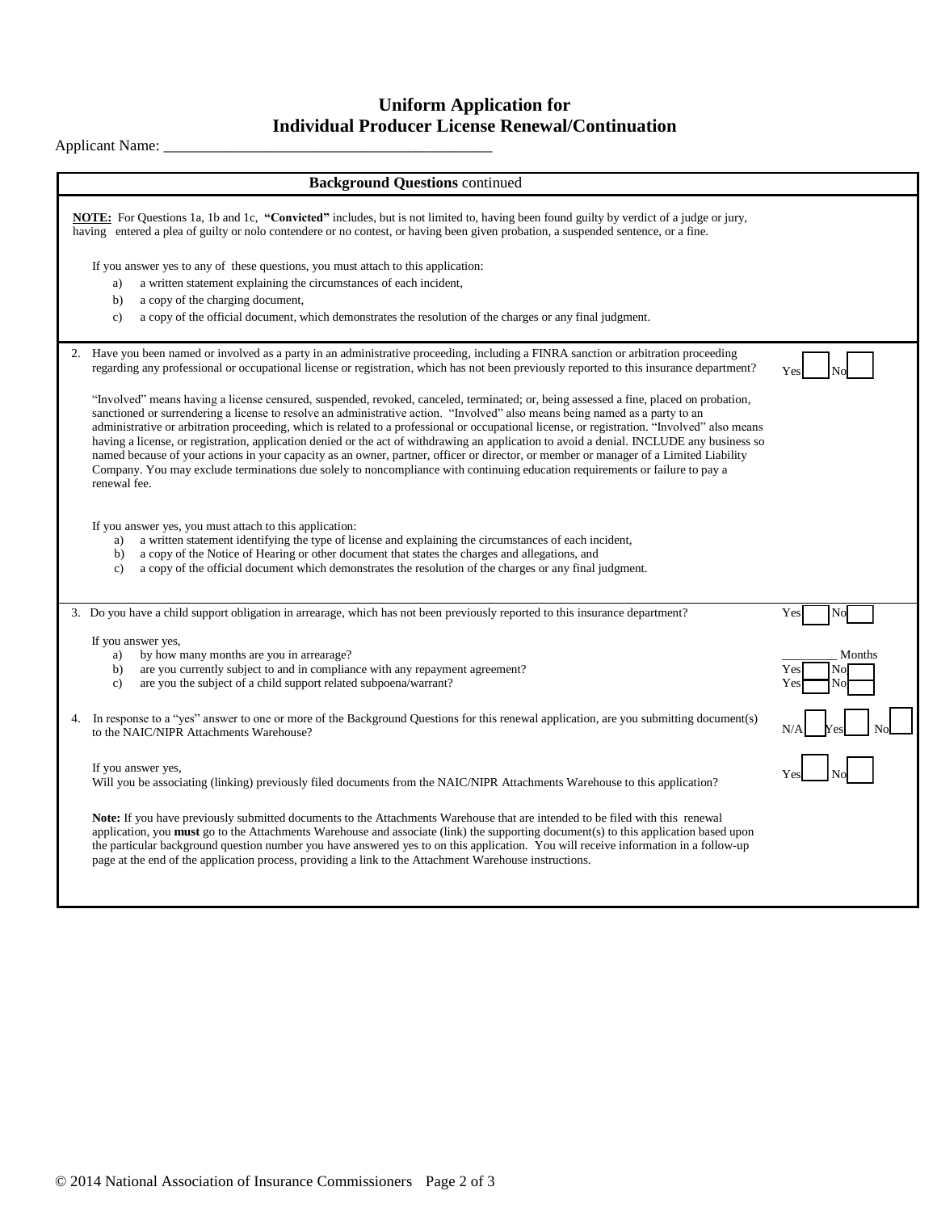# Uniform Application for Individual Producer License Renewal/Continuation

Applicant Name: ___________________________________________

## Background Questions continued

**NOTE:** For Questions 1a, 1b and 1c, **"Convicted"** includes, but is not limited to, having been found guilty by verdict of a judge or jury, having entered a plea of guilty or nolo contendere or no contest, or having been given probation, a suspended sentence, or a fine.

If you answer yes to any of these questions, you must attach to this application:

a) a written statement explaining the circumstances of each incident,
b) a copy of the charging document,
c) a copy of the official document, which demonstrates the resolution of the charges or any final judgment.

2. Have you been named or involved as a party in an administrative proceeding, including a FINRA sanction or arbitration proceeding regarding any professional or occupational license or registration, which has not been previously reported to this insurance department? Yes ☐ No ☐

"Involved" means having a license censured, suspended, revoked, canceled, terminated; or, being assessed a fine, placed on probation, sanctioned or surrendering a license to resolve an administrative action. "Involved" also means being named as a party to an administrative or arbitration proceeding, which is related to a professional or occupational license, or registration. "Involved" also means having a license, or registration, application denied or the act of withdrawing an application to avoid a denial. INCLUDE any business so named because of your actions in your capacity as an owner, partner, officer or director, or member or manager of a Limited Liability Company. You may exclude terminations due solely to noncompliance with continuing education requirements or failure to pay a renewal fee.

If you answer yes, you must attach to this application:

a) a written statement identifying the type of license and explaining the circumstances of each incident,
b) a copy of the Notice of Hearing or other document that states the charges and allegations, and
c) a copy of the official document which demonstrates the resolution of the charges or any final judgment.

3. Do you have a child support obligation in arrearage, which has not been previously reported to this insurance department? Yes ☐ No ☐

If you answer yes,

a) by how many months are you in arrearage? _________ Months
b) are you currently subject to and in compliance with any repayment agreement? Yes ☐ No ☐
c) are you the subject of a child support related subpoena/warrant? Yes ☐ No ☐

4. In response to a "yes" answer to one or more of the Background Questions for this renewal application, are you submitting document(s) to the NAIC/NIPR Attachments Warehouse? N/A ☐ Yes ☐ No ☐

If you answer yes,
Will you be associating (linking) previously filed documents from the NAIC/NIPR Attachments Warehouse to this application? Yes ☐ No ☐

**Note:** If you have previously submitted documents to the Attachments Warehouse that are intended to be filed with this renewal application, you **must** go to the Attachments Warehouse and associate (link) the supporting document(s) to this application based upon the particular background question number you have answered yes to on this application. You will receive information in a follow-up page at the end of the application process, providing a link to the Attachment Warehouse instructions.

© 2014 National Association of Insurance Commissioners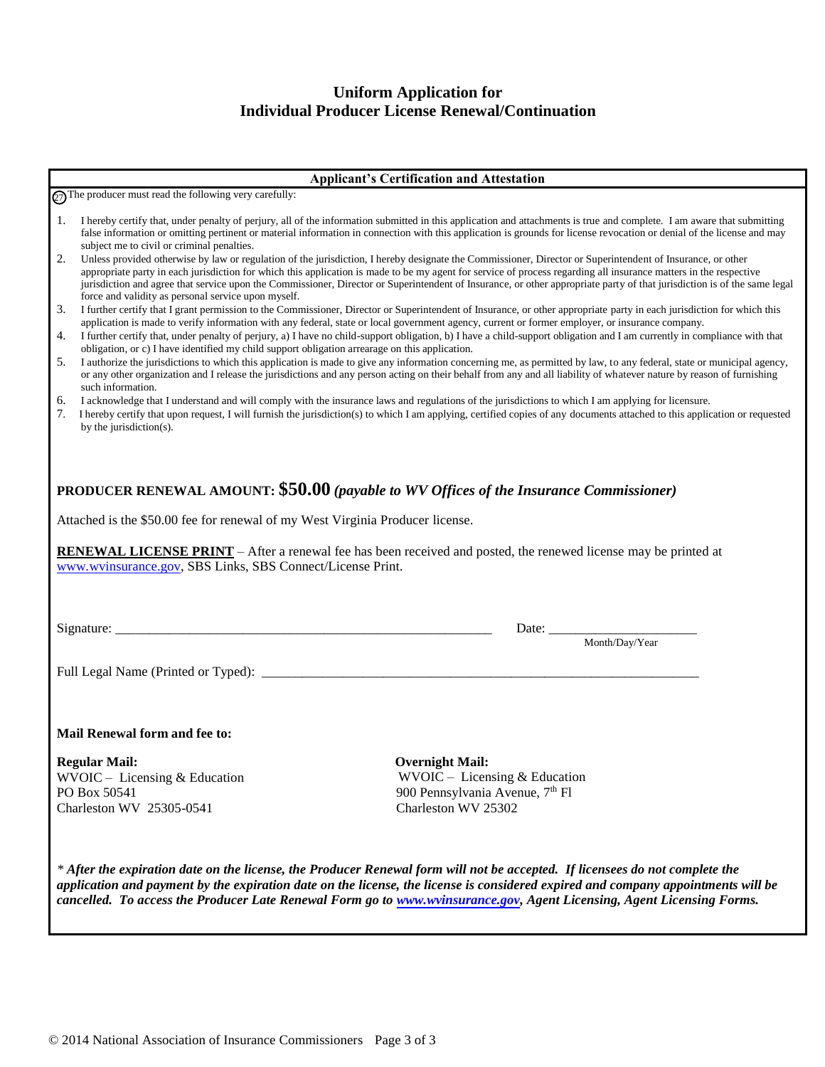# Uniform Application for Individual Producer License Renewal/Continuation

## Applicant's Certification and Attestation

(27) The producer must read the following very carefully:

1. I hereby certify that, under penalty of perjury, all of the information submitted in this application and attachments is true and complete. I am aware that submitting false information or omitting pertinent or material information in connection with this application is grounds for license revocation or denial of the license and may subject me to civil or criminal penalties.
2. Unless provided otherwise by law or regulation of the jurisdiction, I hereby designate the Commissioner, Director or Superintendent of Insurance, or other appropriate party in each jurisdiction for which this application is made to be my agent for service of process regarding all insurance matters in the respective jurisdiction and agree that service upon the Commissioner, Director or Superintendent of Insurance, or other appropriate party of that jurisdiction is of the same legal force and validity as personal service upon myself.
3. I further certify that I grant permission to the Commissioner, Director or Superintendent of Insurance, or other appropriate party in each jurisdiction for which this application is made to verify information with any federal, state or local government agency, current or former employer, or insurance company.
4. I further certify that, under penalty of perjury, a) I have no child-support obligation, b) I have a child-support obligation and I am currently in compliance with that obligation, or c) I have identified my child support obligation arrearage on this application.
5. I authorize the jurisdictions to which this application is made to give any information concerning me, as permitted by law, to any federal, state or municipal agency, or any other organization and I release the jurisdictions and any person acting on their behalf from any and all liability of whatever nature by reason of furnishing such information.
6. I acknowledge that I understand and will comply with the insurance laws and regulations of the jurisdictions to which I am applying for licensure.
7. I hereby certify that upon request, I will furnish the jurisdiction(s) to which I am applying, certified copies of any documents attached to this application or requested by the jurisdiction(s).

**PRODUCER RENEWAL AMOUNT: $50.00** ***(payable to WV Offices of the Insurance Commissioner)***

Attached is the $50.00 fee for renewal of my West Virginia Producer license.

**RENEWAL LICENSE PRINT** – After a renewal fee has been received and posted, the renewed license may be printed at www.wvinsurance.gov, SBS Links, SBS Connect/License Print.

Signature: ______________________________________________ Date: ____________________
Month/Day/Year

Full Legal Name (Printed or Typed): ______________________________________________

**Mail Renewal form and fee to:**

**Regular Mail:**
WVOIC – Licensing & Education
PO Box 50541
Charleston WV 25305-0541

**Overnight Mail:**
WVOIC – Licensing & Education
900 Pennsylvania Avenue, 7th Fl
Charleston WV 25302

***\* After the expiration date on the license, the Producer Renewal form will not be accepted. If licensees do not complete the application and payment by the expiration date on the license, the license is considered expired and company appointments will be cancelled. To access the Producer Late Renewal Form go to www.wvinsurance.gov, Agent Licensing, Agent Licensing Forms.***

© 2014 National Association of Insurance Commissioners